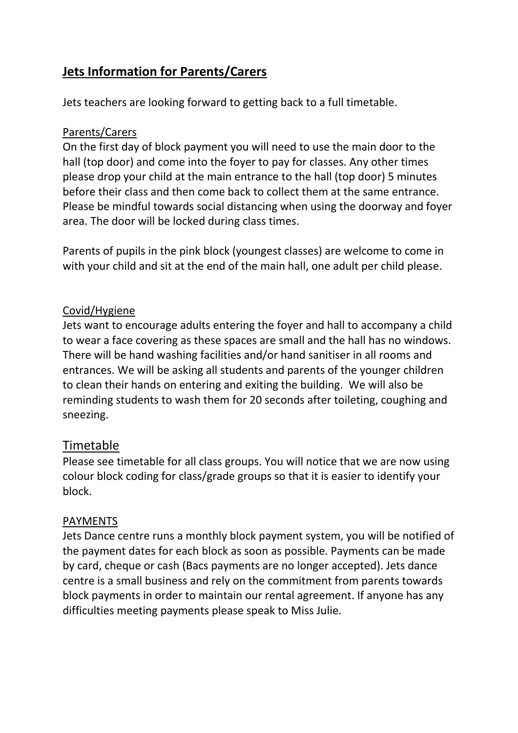# Jets Information for Parents/Carers

Jets teachers are looking forward to getting back to a full timetable.

## Parents/Carers

On the first day of block payment you will need to use the main door to the hall (top door) and come into the foyer to pay for classes. Any other times please drop your child at the main entrance to the hall (top door) 5 minutes before their class and then come back to collect them at the same entrance. Please be mindful towards social distancing when using the doorway and foyer area. The door will be locked during class times.

Parents of pupils in the pink block (youngest classes) are welcome to come in with your child and sit at the end of the main hall, one adult per child please.

## Covid/Hygiene

Jets want to encourage adults entering the foyer and hall to accompany a child to wear a face covering as these spaces are small and the hall has no windows. There will be hand washing facilities and/or hand sanitiser in all rooms and entrances. We will be asking all students and parents of the younger children to clean their hands on entering and exiting the building. We will also be reminding students to wash them for 20 seconds after toileting, coughing and sneezing.

## Timetable

Please see timetable for all class groups. You will notice that we are now using colour block coding for class/grade groups so that it is easier to identify your block.

## PAYMENTS

Jets Dance centre runs a monthly block payment system, you will be notified of the payment dates for each block as soon as possible. Payments can be made by card, cheque or cash (Bacs payments are no longer accepted). Jets dance centre is a small business and rely on the commitment from parents towards block payments in order to maintain our rental agreement. If anyone has any difficulties meeting payments please speak to Miss Julie.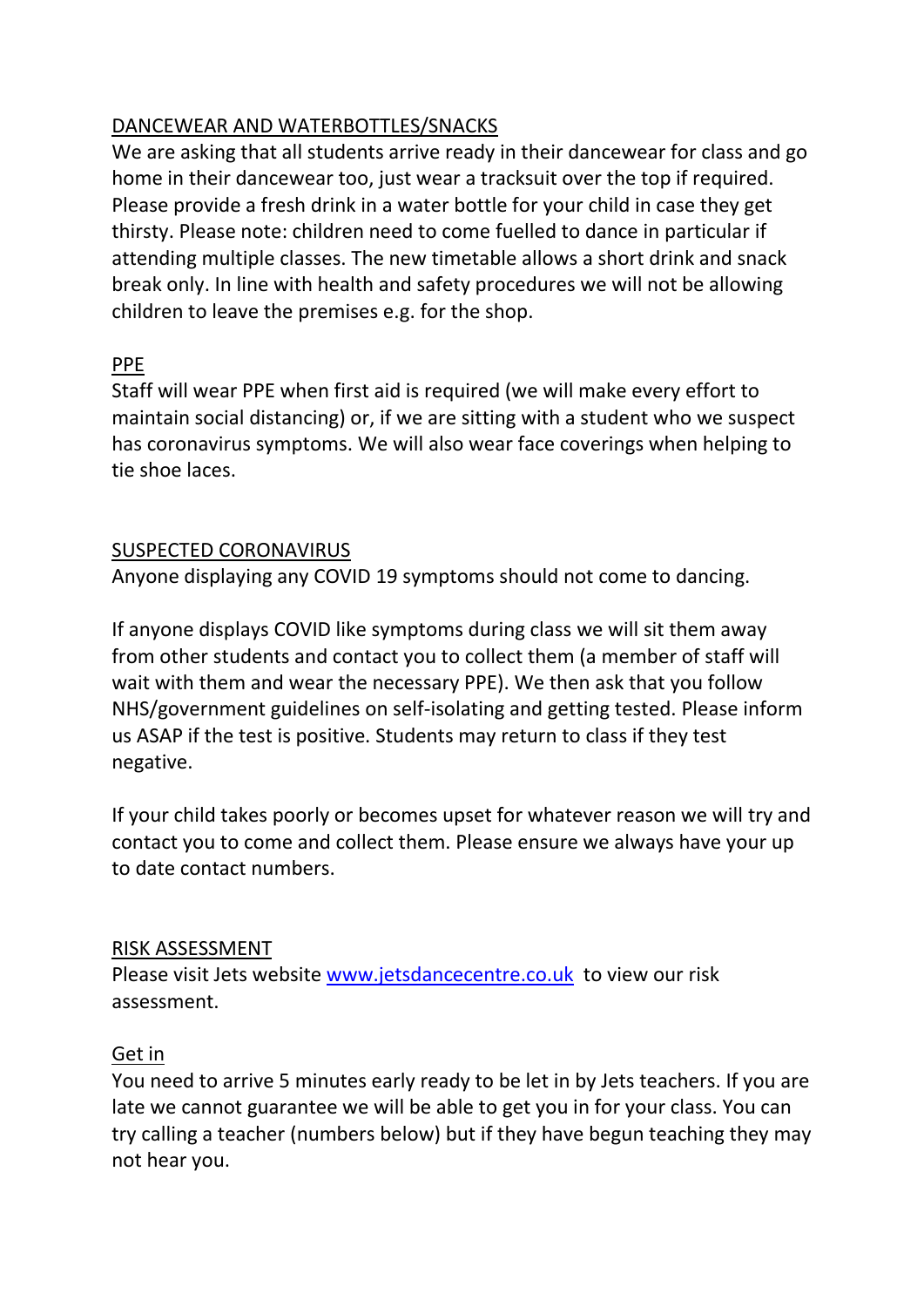## DANCEWEAR AND WATERBOTTLES/SNACKS

We are asking that all students arrive ready in their dancewear for class and go home in their dancewear too, just wear a tracksuit over the top if required. Please provide a fresh drink in a water bottle for your child in case they get thirsty. Please note: children need to come fuelled to dance in particular if attending multiple classes. The new timetable allows a short drink and snack break only. In line with health and safety procedures we will not be allowing children to leave the premises e.g. for the shop.

## PPE

Staff will wear PPE when first aid is required (we will make every effort to maintain social distancing) or, if we are sitting with a student who we suspect has coronavirus symptoms. We will also wear face coverings when helping to tie shoe laces.

## SUSPECTED CORONAVIRUS

Anyone displaying any COVID 19 symptoms should not come to dancing.

If anyone displays COVID like symptoms during class we will sit them away from other students and contact you to collect them (a member of staff will wait with them and wear the necessary PPE). We then ask that you follow NHS/government guidelines on self-isolating and getting tested. Please inform us ASAP if the test is positive. Students may return to class if they test negative.

If your child takes poorly or becomes upset for whatever reason we will try and contact you to come and collect them. Please ensure we always have your up to date contact numbers.

## RISK ASSESSMENT

Please visit Jets website [www.jetsdancecentre.co.uk](http://www.jetsdancecentre.co.uk) to view our risk assessment.

## Get in

You need to arrive 5 minutes early ready to be let in by Jets teachers. If you are late we cannot guarantee we will be able to get you in for your class. You can try calling a teacher (numbers below) but if they have begun teaching they may not hear you.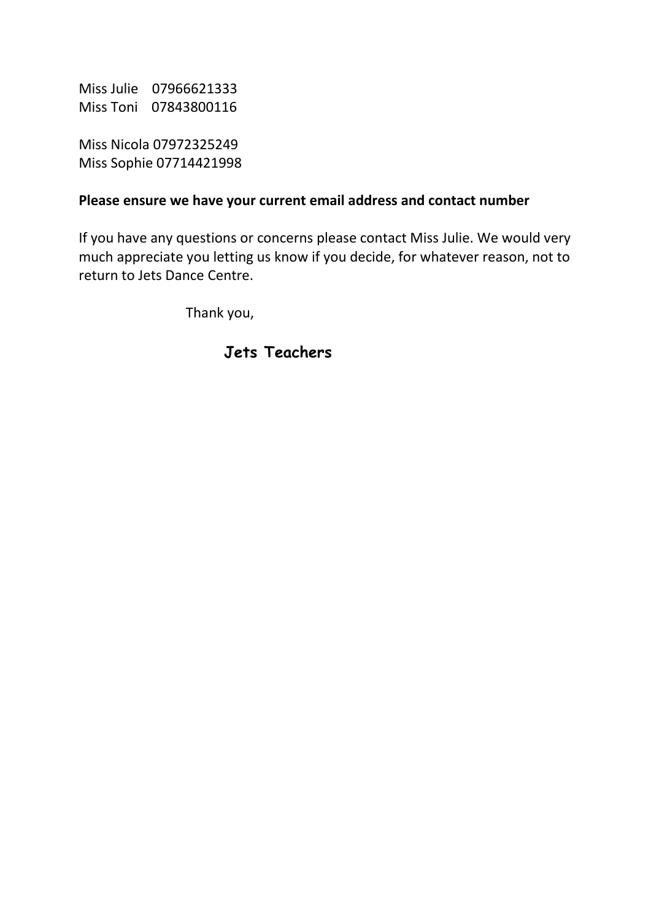Miss Julie 07966621333
Miss Toni 07843800116

Miss Nicola 07972325249
Miss Sophie 07714421998

**Please ensure we have your current email address and contact number**

If you have any questions or concerns please contact Miss Julie. We would very much appreciate you letting us know if you decide, for whatever reason, not to return to Jets Dance Centre.

Thank you,

**Jets Teachers**